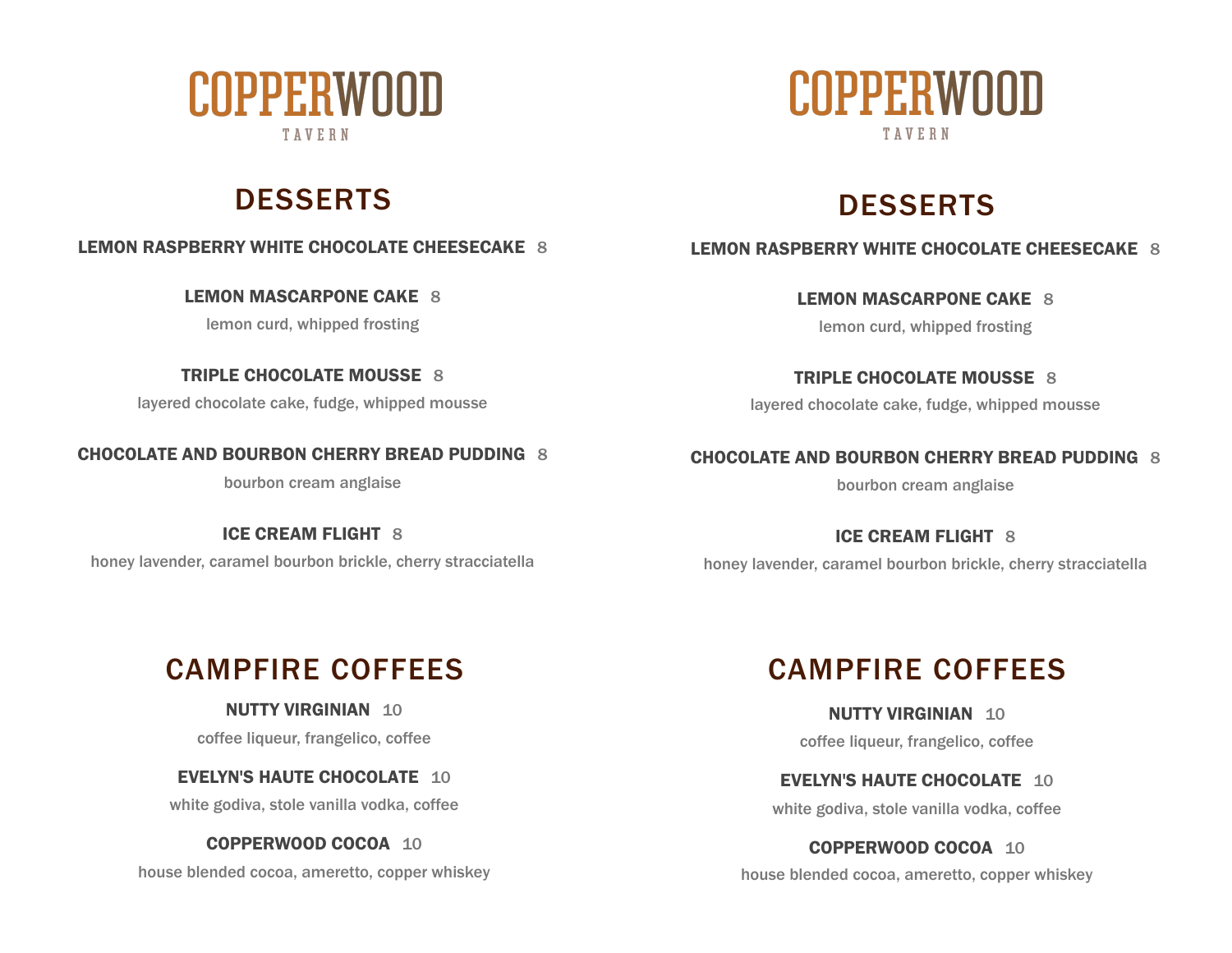# COPPERWOOD TAVERN

## DESSERTS

**LEMON RASPBERRY WHITE CHOCOLATE CHEESECAKE** 8

**LEMON MASCARPONE CAKE** 8
lemon curd, whipped frosting

**TRIPLE CHOCOLATE MOUSSE** 8
layered chocolate cake, fudge, whipped mousse

**CHOCOLATE AND BOURBON CHERRY BREAD PUDDING** 8
bourbon cream anglaise

**ICE CREAM FLIGHT** 8
honey lavender, caramel bourbon brickle, cherry stracciatella

## CAMPFIRE COFFEES

**NUTTY VIRGINIAN** 10
coffee liqueur, frangelico, coffee

**EVELYN'S HAUTE CHOCOLATE** 10
white godiva, stole vanilla vodka, coffee

**COPPERWOOD COCOA** 10
house blended cocoa, ameretto, copper whiskey

# COPPERWOOD TAVERN

## DESSERTS

**LEMON RASPBERRY WHITE CHOCOLATE CHEESECAKE** 8

**LEMON MASCARPONE CAKE** 8
lemon curd, whipped frosting

**TRIPLE CHOCOLATE MOUSSE** 8
layered chocolate cake, fudge, whipped mousse

**CHOCOLATE AND BOURBON CHERRY BREAD PUDDING** 8
bourbon cream anglaise

**ICE CREAM FLIGHT** 8
honey lavender, caramel bourbon brickle, cherry stracciatella

## CAMPFIRE COFFEES

**NUTTY VIRGINIAN** 10
coffee liqueur, frangelico, coffee

**EVELYN'S HAUTE CHOCOLATE** 10
white godiva, stole vanilla vodka, coffee

**COPPERWOOD COCOA** 10
house blended cocoa, ameretto, copper whiskey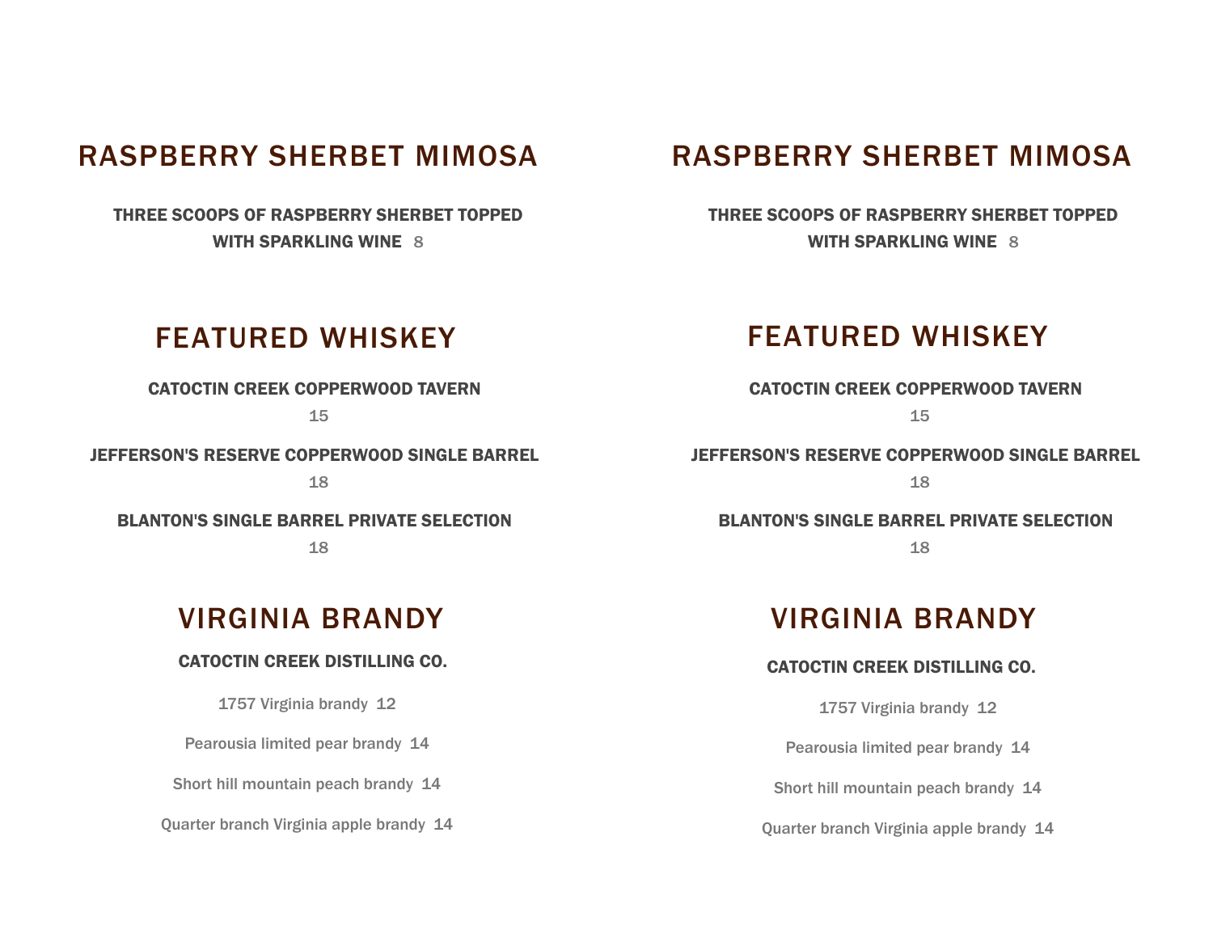## RASPBERRY SHERBET MIMOSA

**THREE SCOOPS OF RASPBERRY SHERBET TOPPED WITH SPARKLING WINE** 8

## FEATURED WHISKEY

**CATOCTIN CREEK COPPERWOOD TAVERN**
15

**JEFFERSON'S RESERVE COPPERWOOD SINGLE BARREL**
18

**BLANTON'S SINGLE BARREL PRIVATE SELECTION**
18

## VIRGINIA BRANDY

**CATOCTIN CREEK DISTILLING CO.**

1757 Virginia brandy 12

Pearousia limited pear brandy 14

Short hill mountain peach brandy 14

Quarter branch Virginia apple brandy 14

## RASPBERRY SHERBET MIMOSA

**THREE SCOOPS OF RASPBERRY SHERBET TOPPED WITH SPARKLING WINE** 8

## FEATURED WHISKEY

**CATOCTIN CREEK COPPERWOOD TAVERN**
15

**JEFFERSON'S RESERVE COPPERWOOD SINGLE BARREL**
18

**BLANTON'S SINGLE BARREL PRIVATE SELECTION**
18

## VIRGINIA BRANDY

**CATOCTIN CREEK DISTILLING CO.**

1757 Virginia brandy 12

Pearousia limited pear brandy 14

Short hill mountain peach brandy 14

Quarter branch Virginia apple brandy 14